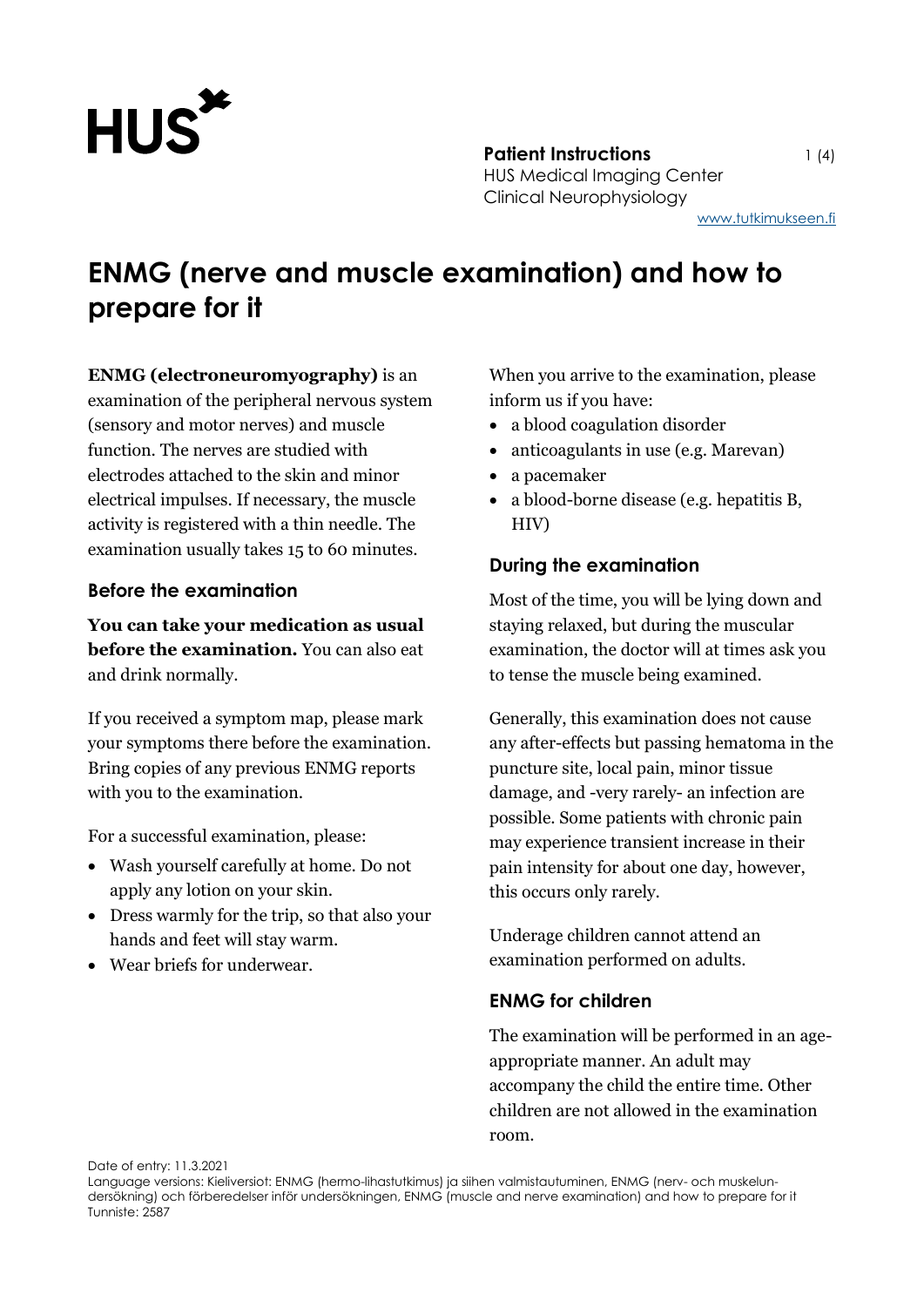**Patient Instructions**
HUS Medical Imaging Center
Clinical Neurophysiology
www.tutkimukseen.fi

# ENMG (nerve and muscle examination) and how to prepare for it

**ENMG (electroneuromyography)** is an examination of the peripheral nervous system (sensory and motor nerves) and muscle function. The nerves are studied with electrodes attached to the skin and minor electrical impulses. If necessary, the muscle activity is registered with a thin needle. The examination usually takes 15 to 60 minutes.

## Before the examination

**You can take your medication as usual before the examination.** You can also eat and drink normally.

If you received a symptom map, please mark your symptoms there before the examination. Bring copies of any previous ENMG reports with you to the examination.

For a successful examination, please:

- Wash yourself carefully at home. Do not apply any lotion on your skin.
- Dress warmly for the trip, so that also your hands and feet will stay warm.
- Wear briefs for underwear.

When you arrive to the examination, please inform us if you have:

- a blood coagulation disorder
- anticoagulants in use (e.g. Marevan)
- a pacemaker
- a blood-borne disease (e.g. hepatitis B, HIV)

## During the examination

Most of the time, you will be lying down and staying relaxed, but during the muscular examination, the doctor will at times ask you to tense the muscle being examined.

Generally, this examination does not cause any after-effects but passing hematoma in the puncture site, local pain, minor tissue damage, and -very rarely- an infection are possible. Some patients with chronic pain may experience transient increase in their pain intensity for about one day, however, this occurs only rarely.

Underage children cannot attend an examination performed on adults.

## ENMG for children

The examination will be performed in an age-appropriate manner. An adult may accompany the child the entire time. Other children are not allowed in the examination room.

Date of entry: 11.3.2021
Language versions: Kieliversiot: ENMG (hermo-lihastutkimus) ja siihen valmistautuminen, ENMG (nerv- och muskelundersökning) och förberedelser inför undersökningen, ENMG (muscle and nerve examination) and how to prepare for it
Tunniste: 2587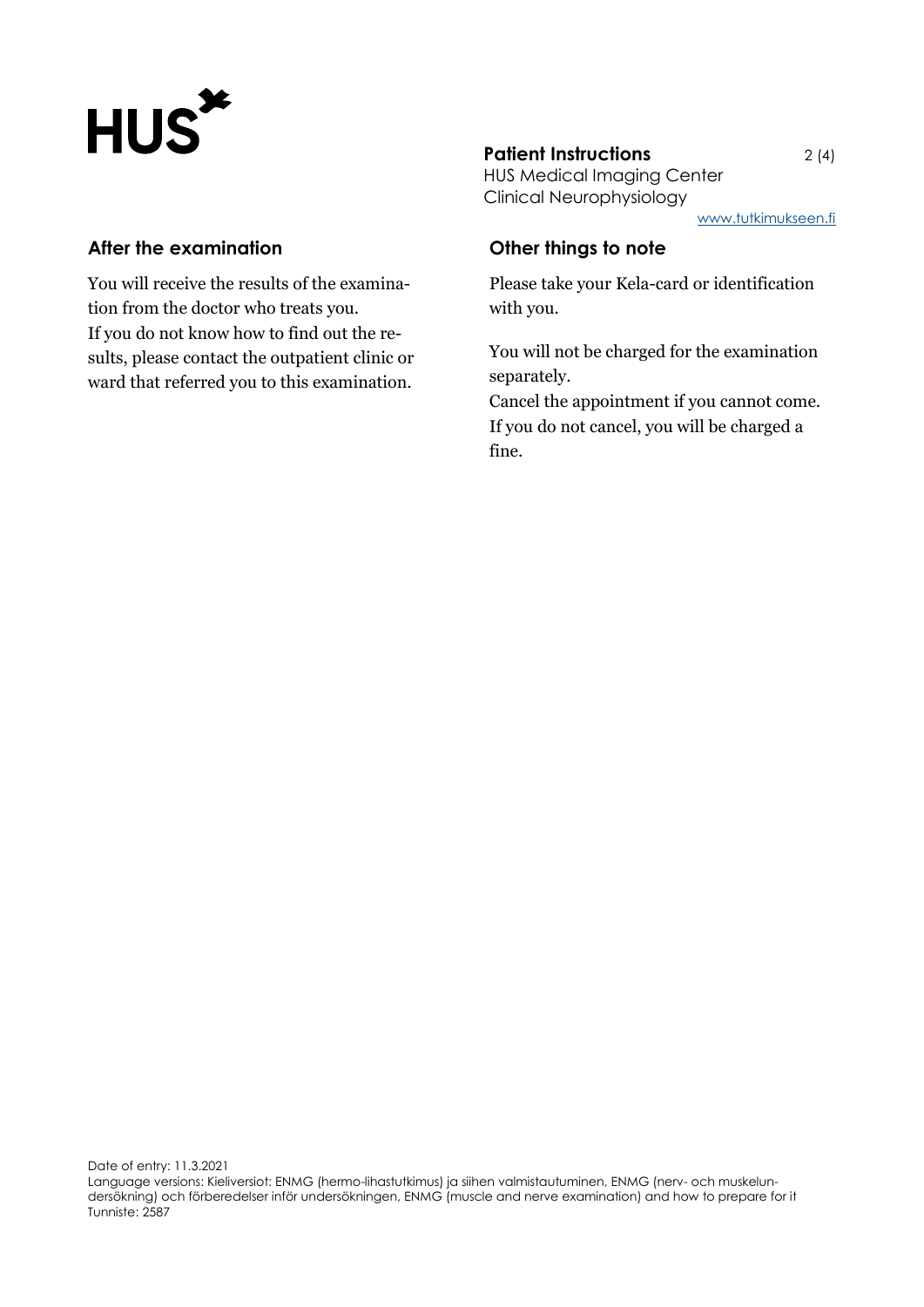## After the examination

You will receive the results of the examination from the doctor who treats you.
If you do not know how to find out the results, please contact the outpatient clinic or ward that referred you to this examination.

## Other things to note

Please take your Kela-card or identification with you.

You will not be charged for the examination separately.
Cancel the appointment if you cannot come.
If you do not cancel, you will be charged a fine.

Date of entry: 11.3.2021
Language versions: Kieliversiot: ENMG (hermo-lihastutkimus) ja siihen valmistautuminen, ENMG (nerv- och muskelundersökning) och förberedelser inför undersökningen, ENMG (muscle and nerve examination) and how to prepare for it
Tunniste: 2587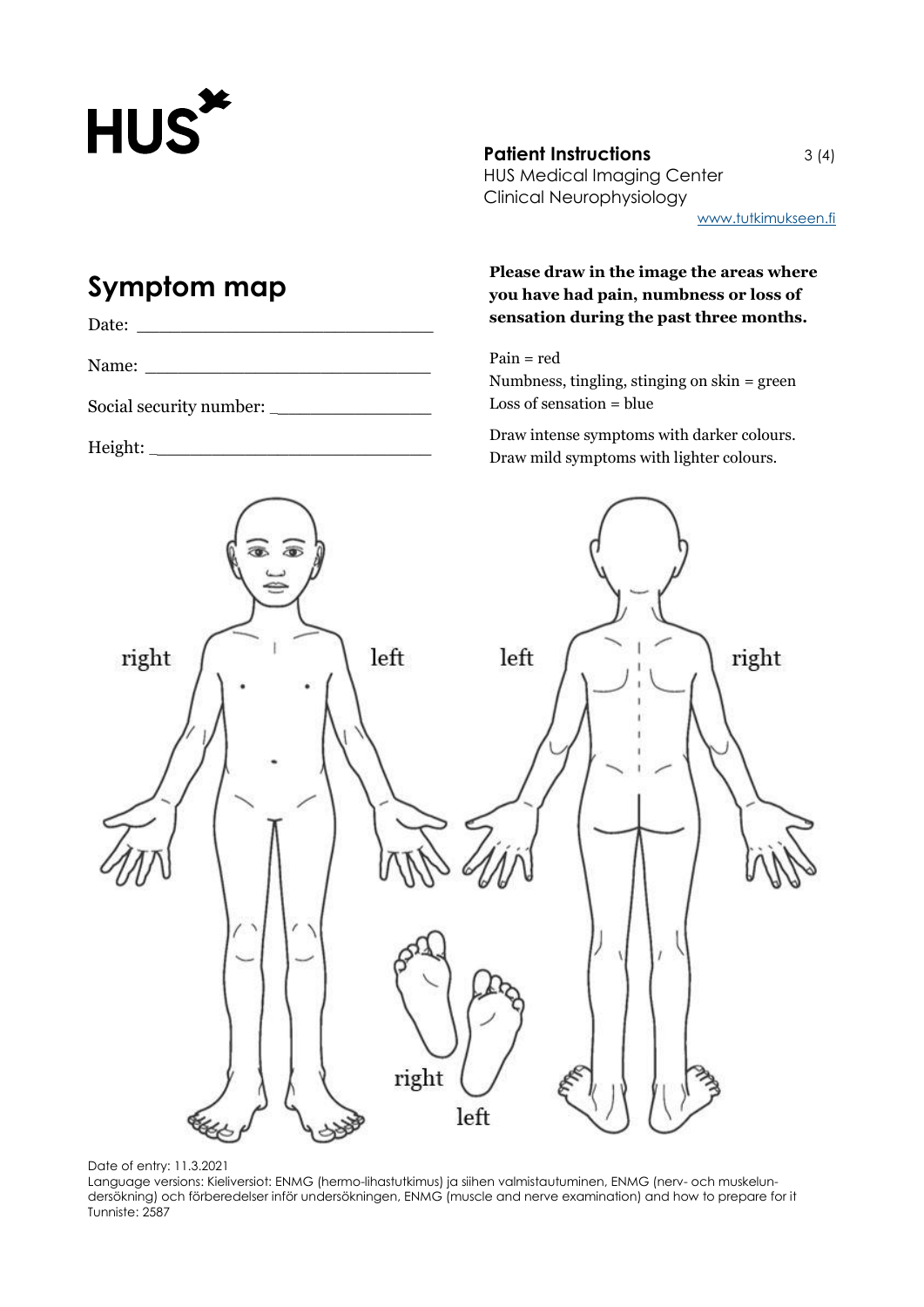**Patient Instructions**
HUS Medical Imaging Center
Clinical Neurophysiology
www.tutkimukseen.fi

## Symptom map

Date: ____________________________

Name: ____________________________

Social security number: _______________

Height: ___________________________

**Please draw in the image the areas where you have had pain, numbness or loss of sensation during the past three months.**

Pain = red
Numbness, tingling, stinging on skin = green
Loss of sensation = blue

Draw intense symptoms with darker colours.
Draw mild symptoms with lighter colours.

right left left right

right left

Date of entry: 11.3.2021
Language versions: Kieliversiot: ENMG (hermo-lihastutkimus) ja siihen valmistautuminen, ENMG (nerv- och muskelundersökning) och förberedelser inför undersökningen, ENMG (muscle and nerve examination) and how to prepare for it
Tunniste: 2587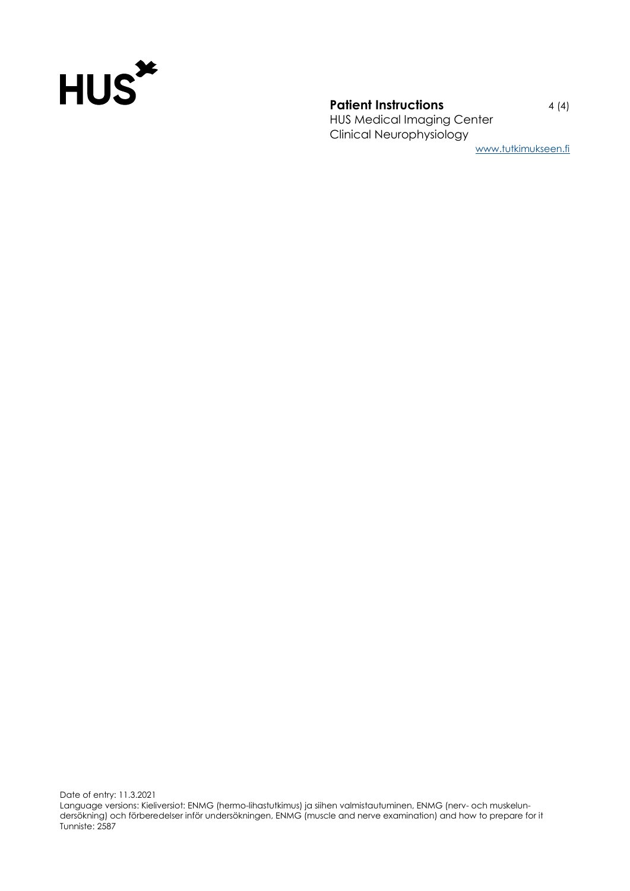Date of entry: 11.3.2021
Language versions: Kieliversiot: ENMG (hermo-lihastutkimus) ja siihen valmistautuminen, ENMG (nerv- och muskelundersökning) och förberedelser inför undersökningen, ENMG (muscle and nerve examination) and how to prepare for it
Tunniste: 2587